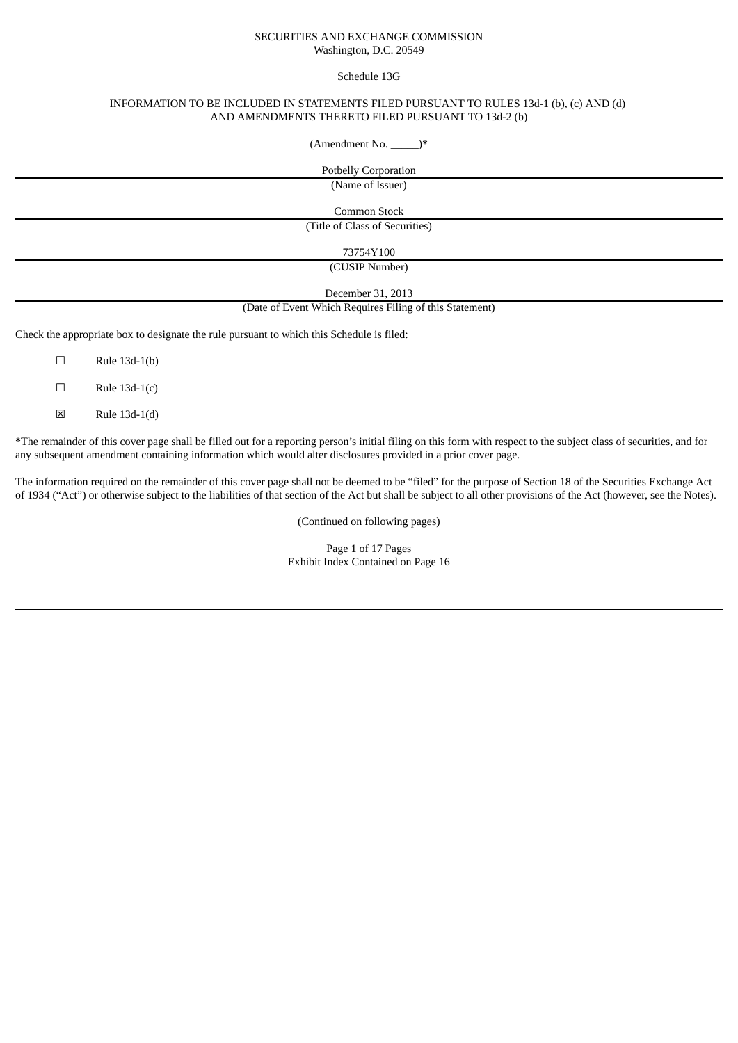SECURITIES AND EXCHANGE COMMISSION
Washington, D.C. 20549

Schedule 13G

INFORMATION TO BE INCLUDED IN STATEMENTS FILED PURSUANT TO RULES 13d-1 (b), (c) AND (d)
AND AMENDMENTS THERETO FILED PURSUANT TO 13d-2 (b)

(Amendment No. _____)*

Potbelly Corporation
(Name of Issuer)

Common Stock
(Title of Class of Securities)

73754Y100
(CUSIP Number)

December 31, 2013
(Date of Event Which Requires Filing of this Statement)

Check the appropriate box to designate the rule pursuant to which this Schedule is filed:

☐ Rule 13d-1(b)

☐ Rule 13d-1(c)

☒ Rule 13d-1(d)

*The remainder of this cover page shall be filled out for a reporting person's initial filing on this form with respect to the subject class of securities, and for any subsequent amendment containing information which would alter disclosures provided in a prior cover page.

The information required on the remainder of this cover page shall not be deemed to be "filed" for the purpose of Section 18 of the Securities Exchange Act of 1934 ("Act") or otherwise subject to the liabilities of that section of the Act but shall be subject to all other provisions of the Act (however, see the Notes).

(Continued on following pages)

Exhibit Index Contained on Page 16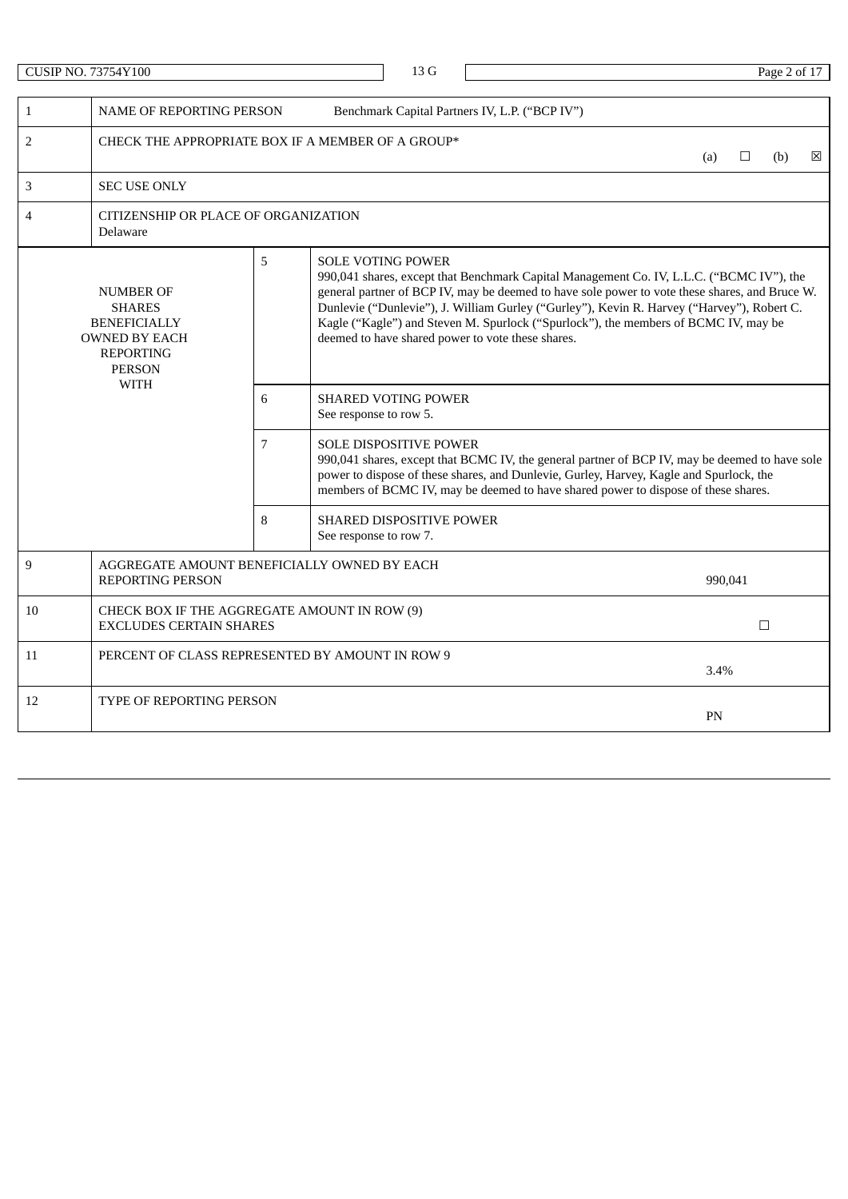| CUSIP NO. 73754Y100 | 13 G | |
|---|---|---|

| 1 | NAME OF REPORTING PERSON Benchmark Capital Partners IV, L.P. ("BCP IV") | | |
|---|---|---|---|
| 2 | CHECK THE APPROPRIATE BOX IF A MEMBER OF A GROUP* (a) ☐ (b) ☒ | | |
| 3 | SEC USE ONLY | | |
| 4 | CITIZENSHIP OR PLACE OF ORGANIZATION<br>Delaware | | |
| NUMBER OF SHARES BENEFICIALLY OWNED BY EACH REPORTING PERSON WITH | | 5 | SOLE VOTING POWER<br>990,041 shares, except that Benchmark Capital Management Co. IV, L.L.C. ("BCMC IV"), the general partner of BCP IV, may be deemed to have sole power to vote these shares, and Bruce W. Dunlevie ("Dunlevie"), J. William Gurley ("Gurley"), Kevin R. Harvey ("Harvey"), Robert C. Kagle ("Kagle") and Steven M. Spurlock ("Spurlock"), the members of BCMC IV, may be deemed to have shared power to vote these shares. |
| | | 6 | SHARED VOTING POWER<br>See response to row 5. |
| | | 7 | SOLE DISPOSITIVE POWER<br>990,041 shares, except that BCMC IV, the general partner of BCP IV, may be deemed to have sole power to dispose of these shares, and Dunlevie, Gurley, Harvey, Kagle and Spurlock, the members of BCMC IV, may be deemed to have shared power to dispose of these shares. |
| | | 8 | SHARED DISPOSITIVE POWER<br>See response to row 7. |
| 9 | AGGREGATE AMOUNT BENEFICIALLY OWNED BY EACH REPORTING PERSON | | 990,041 |
| 10 | CHECK BOX IF THE AGGREGATE AMOUNT IN ROW (9) EXCLUDES CERTAIN SHARES | | ☐ |
| 11 | PERCENT OF CLASS REPRESENTED BY AMOUNT IN ROW 9 | | 3.4% |
| 12 | TYPE OF REPORTING PERSON | | PN |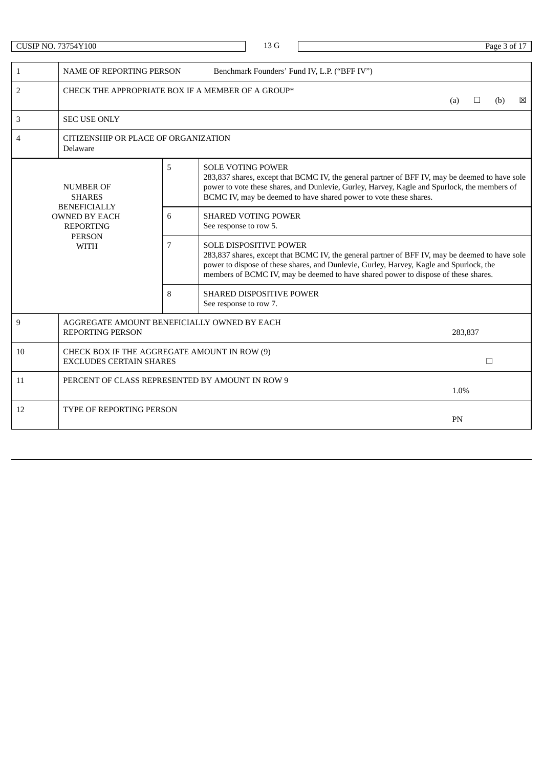| | | | |
|---|---|---|---|
| 1 | NAME OF REPORTING PERSON Benchmark Founders' Fund IV, L.P. ("BFF IV") | | |
| 2 | CHECK THE APPROPRIATE BOX IF A MEMBER OF A GROUP* (a) ☐ (b) ☒ | | |
| 3 | SEC USE ONLY | | |
| 4 | CITIZENSHIP OR PLACE OF ORGANIZATION<br>Delaware | | |
| NUMBER OF SHARES BENEFICIALLY OWNED BY EACH REPORTING PERSON WITH | | 5 | SOLE VOTING POWER<br>283,837 shares, except that BCMC IV, the general partner of BFF IV, may be deemed to have sole power to vote these shares, and Dunlevie, Gurley, Harvey, Kagle and Spurlock, the members of BCMC IV, may be deemed to have shared power to vote these shares. |
| | | 6 | SHARED VOTING POWER<br>See response to row 5. |
| | | 7 | SOLE DISPOSITIVE POWER<br>283,837 shares, except that BCMC IV, the general partner of BFF IV, may be deemed to have sole power to dispose of these shares, and Dunlevie, Gurley, Harvey, Kagle and Spurlock, the members of BCMC IV, may be deemed to have shared power to dispose of these shares. |
| | | 8 | SHARED DISPOSITIVE POWER<br>See response to row 7. |
| 9 | AGGREGATE AMOUNT BENEFICIALLY OWNED BY EACH REPORTING PERSON | | 283,837 |
| 10 | CHECK BOX IF THE AGGREGATE AMOUNT IN ROW (9) EXCLUDES CERTAIN SHARES | | ☐ |
| 11 | PERCENT OF CLASS REPRESENTED BY AMOUNT IN ROW 9 | | 1.0% |
| 12 | TYPE OF REPORTING PERSON | | PN |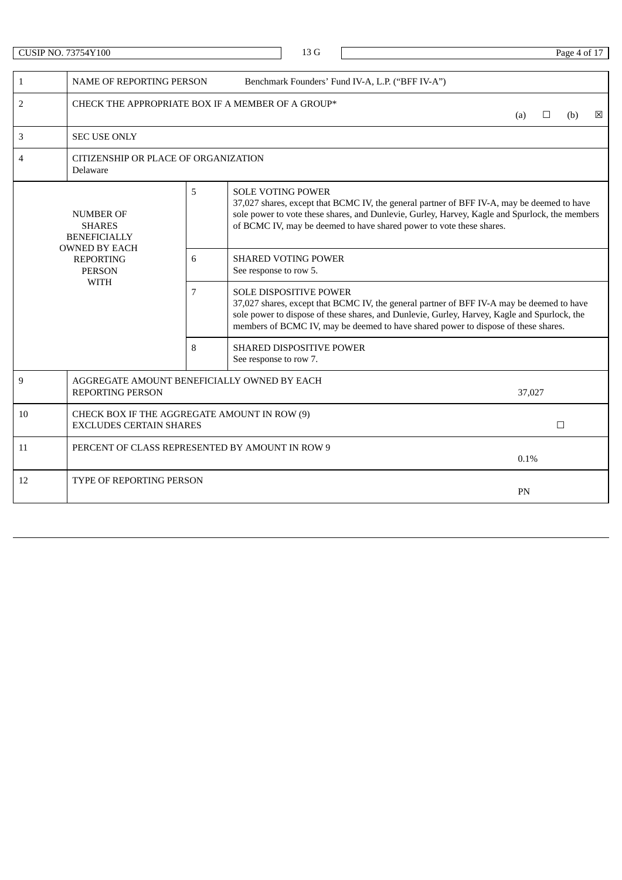CUSIP NO. 73754Y100 | 13 G

| | | | |
|---|---|---|---|
| 1 | NAME OF REPORTING PERSON Benchmark Founders' Fund IV-A, L.P. ("BFF IV-A") | | |
| 2 | CHECK THE APPROPRIATE BOX IF A MEMBER OF A GROUP* (a) ☐ (b) ☒ | | |
| 3 | SEC USE ONLY | | |
| 4 | CITIZENSHIP OR PLACE OF ORGANIZATION<br>Delaware | | |
| NUMBER OF SHARES BENEFICIALLY OWNED BY EACH REPORTING PERSON WITH | 5 | SOLE VOTING POWER<br>37,027 shares, except that BCMC IV, the general partner of BFF IV-A, may be deemed to have sole power to vote these shares, and Dunlevie, Gurley, Harvey, Kagle and Spurlock, the members of BCMC IV, may be deemed to have shared power to vote these shares. | |
| | 6 | SHARED VOTING POWER<br>See response to row 5. | |
| | 7 | SOLE DISPOSITIVE POWER<br>37,027 shares, except that BCMC IV, the general partner of BFF IV-A may be deemed to have sole power to dispose of these shares, and Dunlevie, Gurley, Harvey, Kagle and Spurlock, the members of BCMC IV, may be deemed to have shared power to dispose of these shares. | |
| | 8 | SHARED DISPOSITIVE POWER<br>See response to row 7. | |
| 9 | AGGREGATE AMOUNT BENEFICIALLY OWNED BY EACH REPORTING PERSON | | 37,027 |
| 10 | CHECK BOX IF THE AGGREGATE AMOUNT IN ROW (9) EXCLUDES CERTAIN SHARES | | ☐ |
| 11 | PERCENT OF CLASS REPRESENTED BY AMOUNT IN ROW 9 | | 0.1% |
| 12 | TYPE OF REPORTING PERSON | | PN |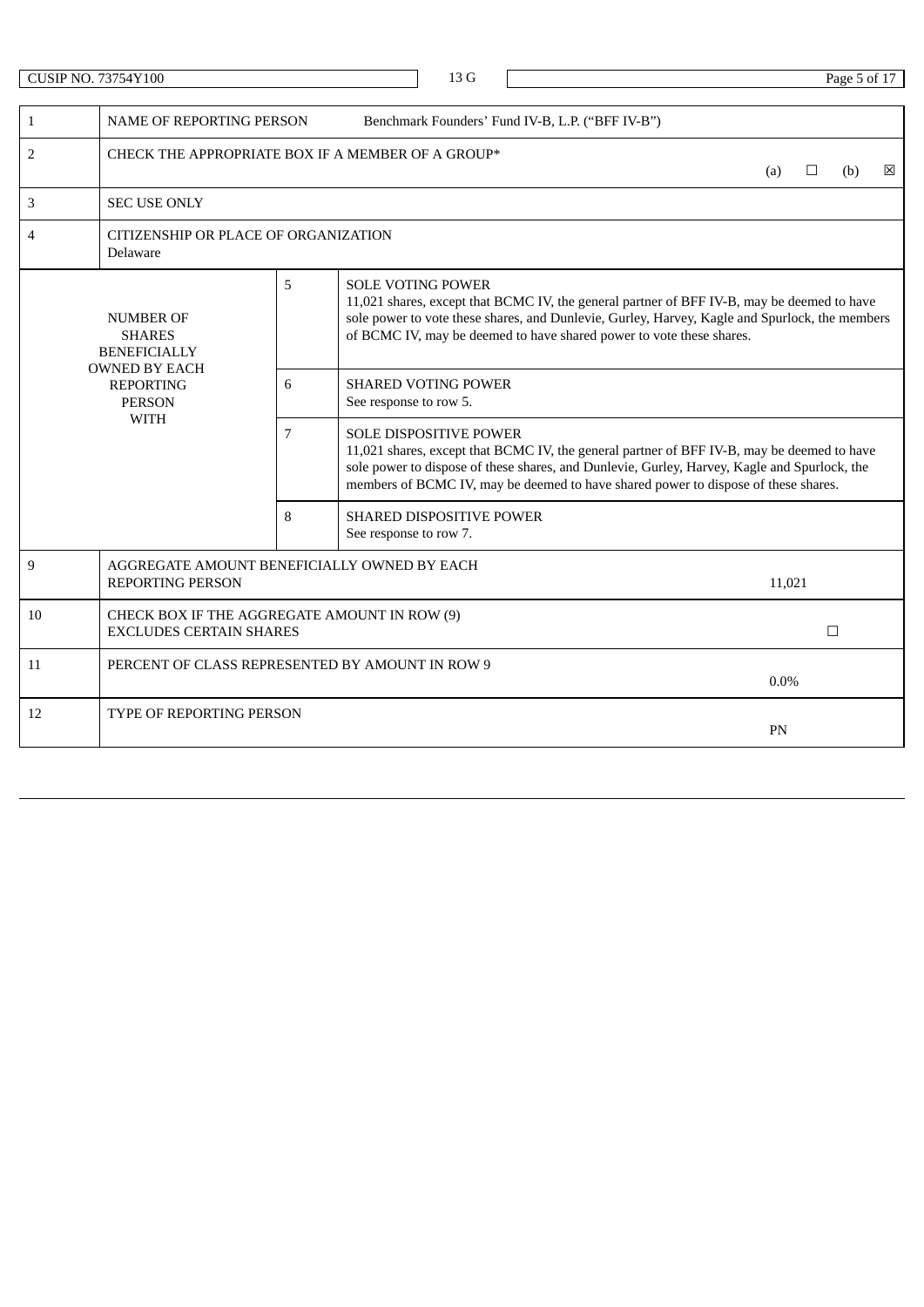CUSIP NO. 73754Y100 | 13 G

| | | | |
|---|---|---|---|
| 1 | NAME OF REPORTING PERSON Benchmark Founders' Fund IV-B, L.P. ("BFF IV-B") | | |
| 2 | CHECK THE APPROPRIATE BOX IF A MEMBER OF A GROUP* (a) ☐ (b) ☒ | | |
| 3 | SEC USE ONLY | | |
| 4 | CITIZENSHIP OR PLACE OF ORGANIZATION<br>Delaware | | |
| NUMBER OF SHARES BENEFICIALLY OWNED BY EACH REPORTING PERSON WITH | 5 | SOLE VOTING POWER<br>11,021 shares, except that BCMC IV, the general partner of BFF IV-B, may be deemed to have sole power to vote these shares, and Dunlevie, Gurley, Harvey, Kagle and Spurlock, the members of BCMC IV, may be deemed to have shared power to vote these shares. | |
| | 6 | SHARED VOTING POWER<br>See response to row 5. | |
| | 7 | SOLE DISPOSITIVE POWER<br>11,021 shares, except that BCMC IV, the general partner of BFF IV-B, may be deemed to have sole power to dispose of these shares, and Dunlevie, Gurley, Harvey, Kagle and Spurlock, the members of BCMC IV, may be deemed to have shared power to dispose of these shares. | |
| | 8 | SHARED DISPOSITIVE POWER<br>See response to row 7. | |
| 9 | AGGREGATE AMOUNT BENEFICIALLY OWNED BY EACH REPORTING PERSON | | 11,021 |
| 10 | CHECK BOX IF THE AGGREGATE AMOUNT IN ROW (9) EXCLUDES CERTAIN SHARES | | ☐ |
| 11 | PERCENT OF CLASS REPRESENTED BY AMOUNT IN ROW 9 | | 0.0% |
| 12 | TYPE OF REPORTING PERSON | | PN |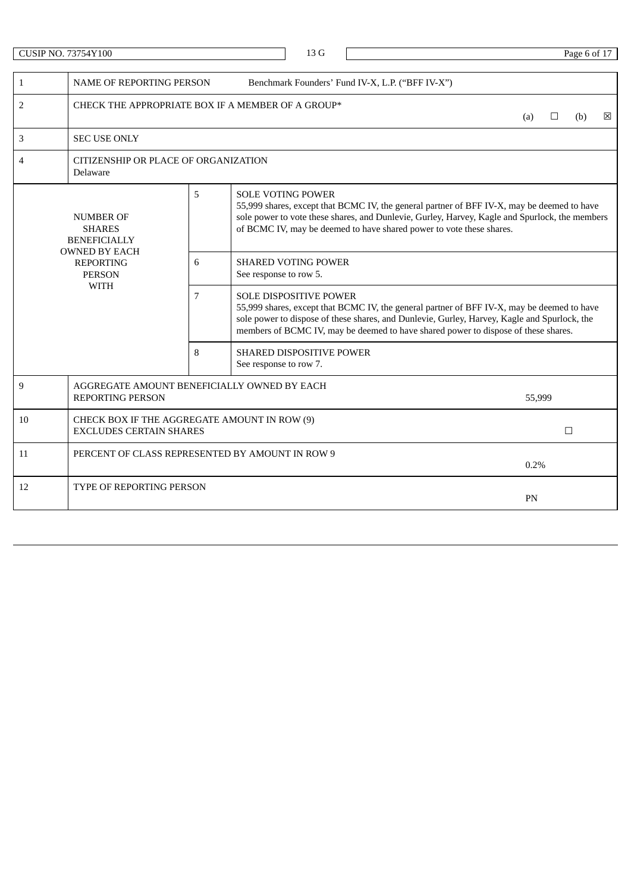CUSIP NO. 73754Y100 | 13 G

| | | | |
|---|---|---|---|
| 1 | NAME OF REPORTING PERSON Benchmark Founders' Fund IV-X, L.P. ("BFF IV-X") | | |
| 2 | CHECK THE APPROPRIATE BOX IF A MEMBER OF A GROUP* (a) ☐ (b) ☒ | | |
| 3 | SEC USE ONLY | | |
| 4 | CITIZENSHIP OR PLACE OF ORGANIZATION<br>Delaware | | |
| NUMBER OF SHARES BENEFICIALLY OWNED BY EACH REPORTING PERSON WITH | 5 | SOLE VOTING POWER<br>55,999 shares, except that BCMC IV, the general partner of BFF IV-X, may be deemed to have sole power to vote these shares, and Dunlevie, Gurley, Harvey, Kagle and Spurlock, the members of BCMC IV, may be deemed to have shared power to vote these shares. | |
| | 6 | SHARED VOTING POWER<br>See response to row 5. | |
| | 7 | SOLE DISPOSITIVE POWER<br>55,999 shares, except that BCMC IV, the general partner of BFF IV-X, may be deemed to have sole power to dispose of these shares, and Dunlevie, Gurley, Harvey, Kagle and Spurlock, the members of BCMC IV, may be deemed to have shared power to dispose of these shares. | |
| | 8 | SHARED DISPOSITIVE POWER<br>See response to row 7. | |
| 9 | AGGREGATE AMOUNT BENEFICIALLY OWNED BY EACH REPORTING PERSON | | 55,999 |
| 10 | CHECK BOX IF THE AGGREGATE AMOUNT IN ROW (9) EXCLUDES CERTAIN SHARES | | ☐ |
| 11 | PERCENT OF CLASS REPRESENTED BY AMOUNT IN ROW 9 | | 0.2% |
| 12 | TYPE OF REPORTING PERSON | | PN |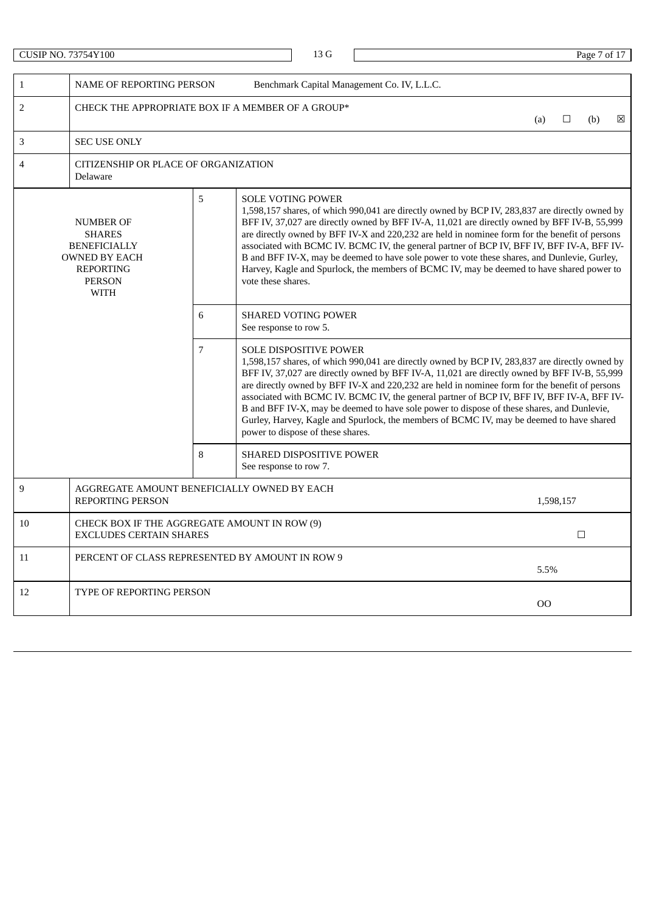CUSIP NO. 73754Y100 | 13 G

| | | | |
|---|---|---|---|
| 1 | NAME OF REPORTING PERSON Benchmark Capital Management Co. IV, L.L.C. | | |
| 2 | CHECK THE APPROPRIATE BOX IF A MEMBER OF A GROUP* (a) ☐ (b) ☒ | | |
| 3 | SEC USE ONLY | | |
| 4 | CITIZENSHIP OR PLACE OF ORGANIZATION<br>Delaware | | |
| NUMBER OF SHARES BENEFICIALLY OWNED BY EACH REPORTING PERSON WITH | | 5 | SOLE VOTING POWER<br>1,598,157 shares, of which 990,041 are directly owned by BCP IV, 283,837 are directly owned by BFF IV, 37,027 are directly owned by BFF IV-A, 11,021 are directly owned by BFF IV-B, 55,999 are directly owned by BFF IV-X and 220,232 are held in nominee form for the benefit of persons associated with BCMC IV. BCMC IV, the general partner of BCP IV, BFF IV, BFF IV-A, BFF IV-B and BFF IV-X, may be deemed to have sole power to vote these shares, and Dunlevie, Gurley, Harvey, Kagle and Spurlock, the members of BCMC IV, may be deemed to have shared power to vote these shares. |
| | | 6 | SHARED VOTING POWER<br>See response to row 5. |
| | | 7 | SOLE DISPOSITIVE POWER<br>1,598,157 shares, of which 990,041 are directly owned by BCP IV, 283,837 are directly owned by BFF IV, 37,027 are directly owned by BFF IV-A, 11,021 are directly owned by BFF IV-B, 55,999 are directly owned by BFF IV-X and 220,232 are held in nominee form for the benefit of persons associated with BCMC IV. BCMC IV, the general partner of BCP IV, BFF IV, BFF IV-A, BFF IV-B and BFF IV-X, may be deemed to have sole power to dispose of these shares, and Dunlevie, Gurley, Harvey, Kagle and Spurlock, the members of BCMC IV, may be deemed to have shared power to dispose of these shares. |
| | | 8 | SHARED DISPOSITIVE POWER<br>See response to row 7. |
| 9 | AGGREGATE AMOUNT BENEFICIALLY OWNED BY EACH REPORTING PERSON | | 1,598,157 |
| 10 | CHECK BOX IF THE AGGREGATE AMOUNT IN ROW (9) EXCLUDES CERTAIN SHARES | | ☐ |
| 11 | PERCENT OF CLASS REPRESENTED BY AMOUNT IN ROW 9 | | 5.5% |
| 12 | TYPE OF REPORTING PERSON | | OO |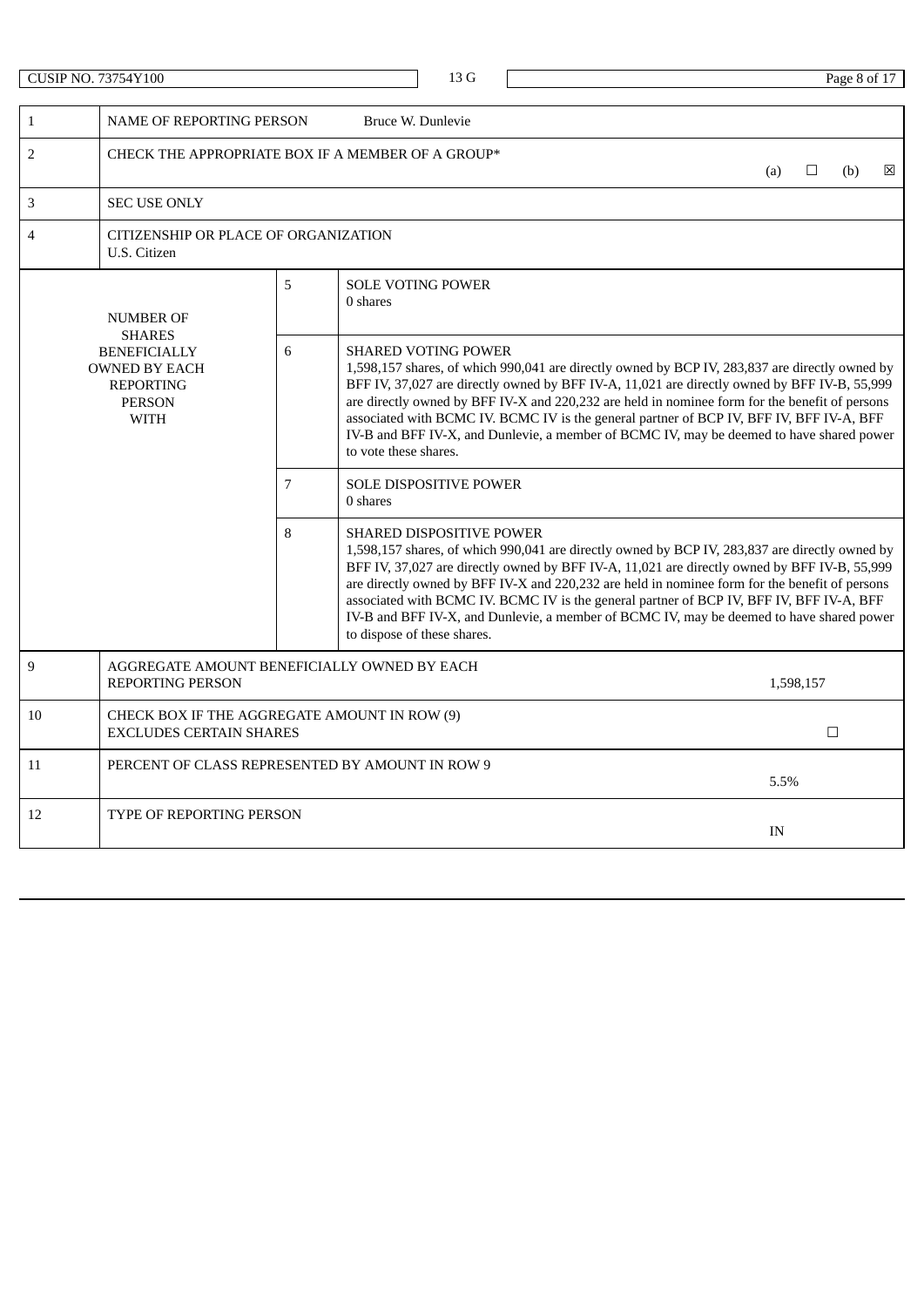CUSIP NO. 73754Y100 | 13 G

| | | | |
|---|---|---|---|
| 1 | NAME OF REPORTING PERSON Bruce W. Dunlevie | | |
| 2 | CHECK THE APPROPRIATE BOX IF A MEMBER OF A GROUP* (a) ☐ (b) ☒ | | |
| 3 | SEC USE ONLY | | |
| 4 | CITIZENSHIP OR PLACE OF ORGANIZATION<br>U.S. Citizen | | |
| NUMBER OF SHARES BENEFICIALLY OWNED BY EACH REPORTING PERSON WITH | 5 | SOLE VOTING POWER<br>0 shares | |
| | 6 | SHARED VOTING POWER<br>1,598,157 shares, of which 990,041 are directly owned by BCP IV, 283,837 are directly owned by BFF IV, 37,027 are directly owned by BFF IV-A, 11,021 are directly owned by BFF IV-B, 55,999 are directly owned by BFF IV-X and 220,232 are held in nominee form for the benefit of persons associated with BCMC IV. BCMC IV is the general partner of BCP IV, BFF IV, BFF IV-A, BFF IV-B and BFF IV-X, and Dunlevie, a member of BCMC IV, may be deemed to have shared power to vote these shares. | |
| | 7 | SOLE DISPOSITIVE POWER<br>0 shares | |
| | 8 | SHARED DISPOSITIVE POWER<br>1,598,157 shares, of which 990,041 are directly owned by BCP IV, 283,837 are directly owned by BFF IV, 37,027 are directly owned by BFF IV-A, 11,021 are directly owned by BFF IV-B, 55,999 are directly owned by BFF IV-X and 220,232 are held in nominee form for the benefit of persons associated with BCMC IV. BCMC IV is the general partner of BCP IV, BFF IV, BFF IV-A, BFF IV-B and BFF IV-X, and Dunlevie, a member of BCMC IV, may be deemed to have shared power to dispose of these shares. | |
| 9 | AGGREGATE AMOUNT BENEFICIALLY OWNED BY EACH REPORTING PERSON | | 1,598,157 |
| 10 | CHECK BOX IF THE AGGREGATE AMOUNT IN ROW (9) EXCLUDES CERTAIN SHARES | | ☐ |
| 11 | PERCENT OF CLASS REPRESENTED BY AMOUNT IN ROW 9 | | 5.5% |
| 12 | TYPE OF REPORTING PERSON | | IN |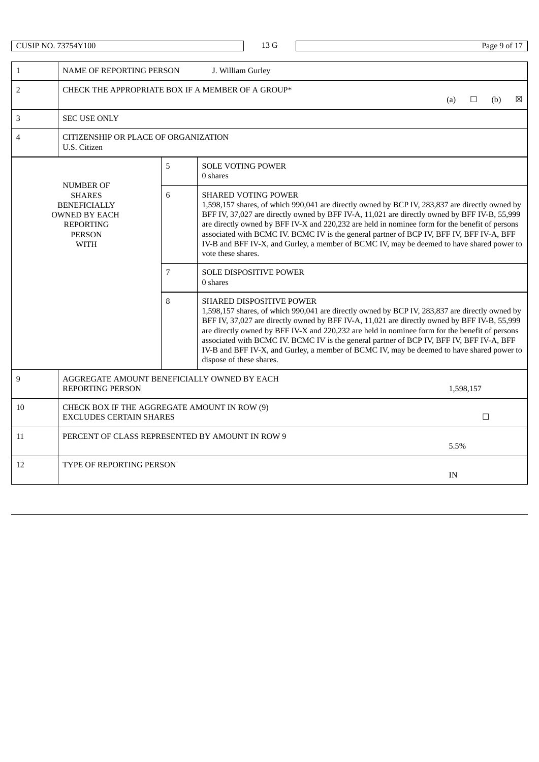| | | | |
|---|---|---|---|
| 1 | NAME OF REPORTING PERSON J. William Gurley | | |
| 2 | CHECK THE APPROPRIATE BOX IF A MEMBER OF A GROUP* (a) ☐ (b) ☒ | | |
| 3 | SEC USE ONLY | | |
| 4 | CITIZENSHIP OR PLACE OF ORGANIZATION<br>U.S. Citizen | | |
| NUMBER OF SHARES BENEFICIALLY OWNED BY EACH REPORTING PERSON WITH | | 5 | SOLE VOTING POWER<br>0 shares |
| | | 6 | SHARED VOTING POWER<br>1,598,157 shares, of which 990,041 are directly owned by BCP IV, 283,837 are directly owned by BFF IV, 37,027 are directly owned by BFF IV-A, 11,021 are directly owned by BFF IV-B, 55,999 are directly owned by BFF IV-X and 220,232 are held in nominee form for the benefit of persons associated with BCMC IV. BCMC IV is the general partner of BCP IV, BFF IV, BFF IV-A, BFF IV-B and BFF IV-X, and Gurley, a member of BCMC IV, may be deemed to have shared power to vote these shares. |
| | | 7 | SOLE DISPOSITIVE POWER<br>0 shares |
| | | 8 | SHARED DISPOSITIVE POWER<br>1,598,157 shares, of which 990,041 are directly owned by BCP IV, 283,837 are directly owned by BFF IV, 37,027 are directly owned by BFF IV-A, 11,021 are directly owned by BFF IV-B, 55,999 are directly owned by BFF IV-X and 220,232 are held in nominee form for the benefit of persons associated with BCMC IV. BCMC IV is the general partner of BCP IV, BFF IV, BFF IV-A, BFF IV-B and BFF IV-X, and Gurley, a member of BCMC IV, may be deemed to have shared power to dispose of these shares. |
| 9 | AGGREGATE AMOUNT BENEFICIALLY OWNED BY EACH REPORTING PERSON 1,598,157 | | |
| 10 | CHECK BOX IF THE AGGREGATE AMOUNT IN ROW (9) EXCLUDES CERTAIN SHARES ☐ | | |
| 11 | PERCENT OF CLASS REPRESENTED BY AMOUNT IN ROW 9 5.5% | | |
| 12 | TYPE OF REPORTING PERSON IN | | |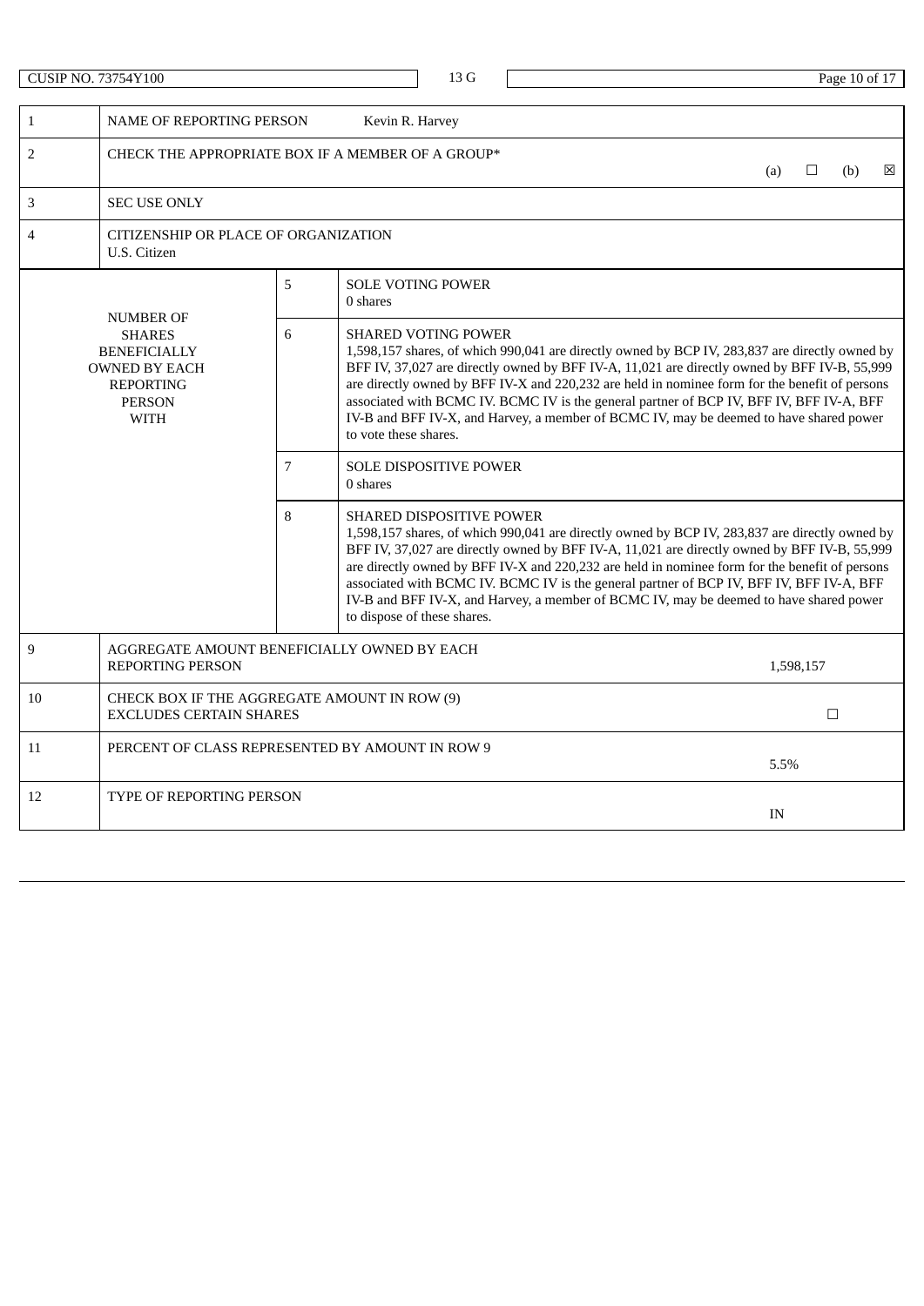| | | | |
|---|---|---|---|
| 1 | NAME OF REPORTING PERSON Kevin R. Harvey | | |
| 2 | CHECK THE APPROPRIATE BOX IF A MEMBER OF A GROUP* (a) ☐ (b) ☒ | | |
| 3 | SEC USE ONLY | | |
| 4 | CITIZENSHIP OR PLACE OF ORGANIZATION<br>U.S. Citizen | | |
| NUMBER OF SHARES BENEFICIALLY OWNED BY EACH REPORTING PERSON WITH | 5 | SOLE VOTING POWER<br>0 shares | |
| | 6 | SHARED VOTING POWER<br>1,598,157 shares, of which 990,041 are directly owned by BCP IV, 283,837 are directly owned by BFF IV, 37,027 are directly owned by BFF IV-A, 11,021 are directly owned by BFF IV-B, 55,999 are directly owned by BFF IV-X and 220,232 are held in nominee form for the benefit of persons associated with BCMC IV. BCMC IV is the general partner of BCP IV, BFF IV, BFF IV-A, BFF IV-B and BFF IV-X, and Harvey, a member of BCMC IV, may be deemed to have shared power to vote these shares. | |
| | 7 | SOLE DISPOSITIVE POWER<br>0 shares | |
| | 8 | SHARED DISPOSITIVE POWER<br>1,598,157 shares, of which 990,041 are directly owned by BCP IV, 283,837 are directly owned by BFF IV, 37,027 are directly owned by BFF IV-A, 11,021 are directly owned by BFF IV-B, 55,999 are directly owned by BFF IV-X and 220,232 are held in nominee form for the benefit of persons associated with BCMC IV. BCMC IV is the general partner of BCP IV, BFF IV, BFF IV-A, BFF IV-B and BFF IV-X, and Harvey, a member of BCMC IV, may be deemed to have shared power to dispose of these shares. | |
| 9 | AGGREGATE AMOUNT BENEFICIALLY OWNED BY EACH REPORTING PERSON | | 1,598,157 |
| 10 | CHECK BOX IF THE AGGREGATE AMOUNT IN ROW (9) EXCLUDES CERTAIN SHARES | | ☐ |
| 11 | PERCENT OF CLASS REPRESENTED BY AMOUNT IN ROW 9 | | 5.5% |
| 12 | TYPE OF REPORTING PERSON | | IN |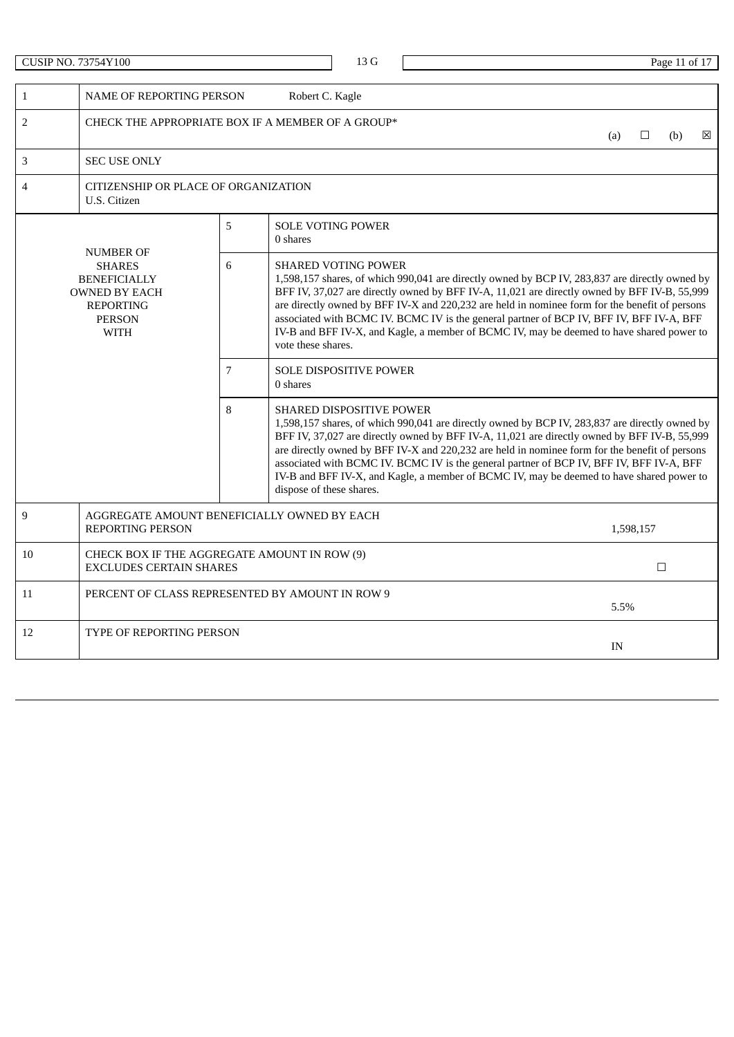CUSIP NO. 73754Y100 | 13 G

| | | | |
|---|---|---|---|
| 1 | NAME OF REPORTING PERSON Robert C. Kagle | | |
| 2 | CHECK THE APPROPRIATE BOX IF A MEMBER OF A GROUP* (a) ☐ (b) ☒ | | |
| 3 | SEC USE ONLY | | |
| 4 | CITIZENSHIP OR PLACE OF ORGANIZATION<br>U.S. Citizen | | |
| NUMBER OF SHARES BENEFICIALLY OWNED BY EACH REPORTING PERSON WITH | 5 | SOLE VOTING POWER<br>0 shares | |
| | 6 | SHARED VOTING POWER<br>1,598,157 shares, of which 990,041 are directly owned by BCP IV, 283,837 are directly owned by BFF IV, 37,027 are directly owned by BFF IV-A, 11,021 are directly owned by BFF IV-B, 55,999 are directly owned by BFF IV-X and 220,232 are held in nominee form for the benefit of persons associated with BCMC IV. BCMC IV is the general partner of BCP IV, BFF IV, BFF IV-A, BFF IV-B and BFF IV-X, and Kagle, a member of BCMC IV, may be deemed to have shared power to vote these shares. | |
| | 7 | SOLE DISPOSITIVE POWER<br>0 shares | |
| | 8 | SHARED DISPOSITIVE POWER<br>1,598,157 shares, of which 990,041 are directly owned by BCP IV, 283,837 are directly owned by BFF IV, 37,027 are directly owned by BFF IV-A, 11,021 are directly owned by BFF IV-B, 55,999 are directly owned by BFF IV-X and 220,232 are held in nominee form for the benefit of persons associated with BCMC IV. BCMC IV is the general partner of BCP IV, BFF IV, BFF IV-A, BFF IV-B and BFF IV-X, and Kagle, a member of BCMC IV, may be deemed to have shared power to dispose of these shares. | |
| 9 | AGGREGATE AMOUNT BENEFICIALLY OWNED BY EACH REPORTING PERSON | | 1,598,157 |
| 10 | CHECK BOX IF THE AGGREGATE AMOUNT IN ROW (9) EXCLUDES CERTAIN SHARES | | ☐ |
| 11 | PERCENT OF CLASS REPRESENTED BY AMOUNT IN ROW 9 | | 5.5% |
| 12 | TYPE OF REPORTING PERSON | | IN |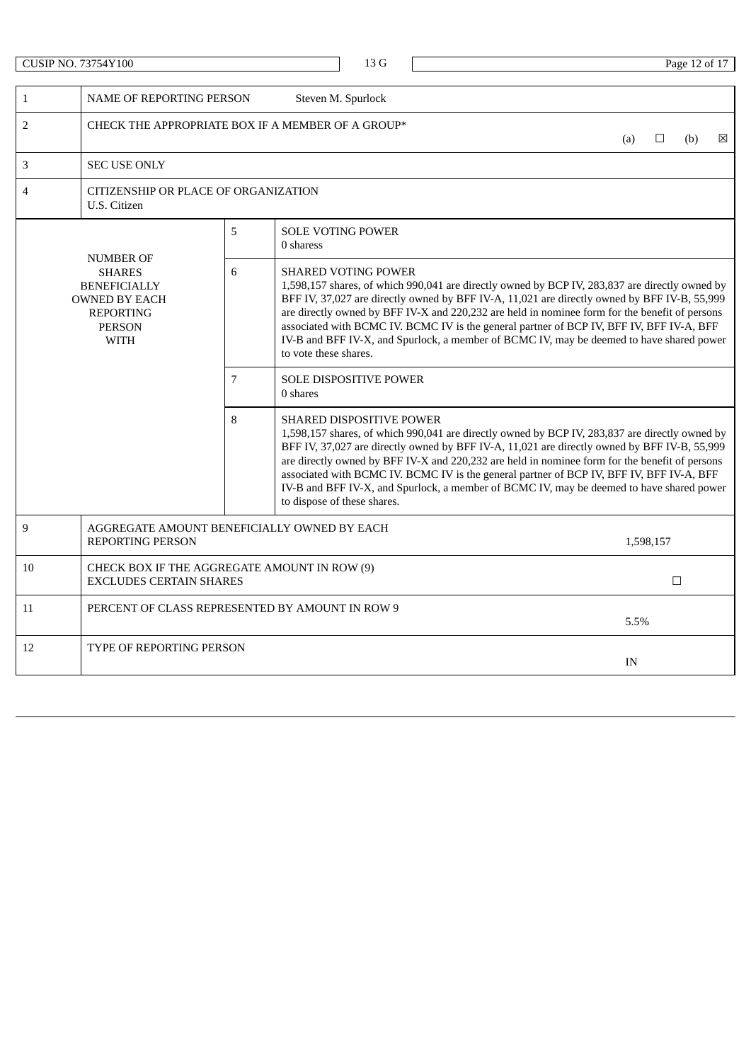CUSIP NO. 73754Y100 | 13 G

| 1 | NAME OF REPORTING PERSON | | Steven M. Spurlock |
|---|---|---|---|
| 2 | CHECK THE APPROPRIATE BOX IF A MEMBER OF A GROUP* | | (a) ☐ (b) ☒ |
| 3 | SEC USE ONLY | | |
| 4 | CITIZENSHIP OR PLACE OF ORGANIZATION<br>U.S. Citizen | | |
| NUMBER OF SHARES BENEFICIALLY OWNED BY EACH REPORTING PERSON WITH | 5 | SOLE VOTING POWER<br>0 sharess | |
| | 6 | SHARED VOTING POWER<br>1,598,157 shares, of which 990,041 are directly owned by BCP IV, 283,837 are directly owned by BFF IV, 37,027 are directly owned by BFF IV-A, 11,021 are directly owned by BFF IV-B, 55,999 are directly owned by BFF IV-X and 220,232 are held in nominee form for the benefit of persons associated with BCMC IV. BCMC IV is the general partner of BCP IV, BFF IV, BFF IV-A, BFF IV-B and BFF IV-X, and Spurlock, a member of BCMC IV, may be deemed to have shared power to vote these shares. | |
| | 7 | SOLE DISPOSITIVE POWER<br>0 shares | |
| | 8 | SHARED DISPOSITIVE POWER<br>1,598,157 shares, of which 990,041 are directly owned by BCP IV, 283,837 are directly owned by BFF IV, 37,027 are directly owned by BFF IV-A, 11,021 are directly owned by BFF IV-B, 55,999 are directly owned by BFF IV-X and 220,232 are held in nominee form for the benefit of persons associated with BCMC IV. BCMC IV is the general partner of BCP IV, BFF IV, BFF IV-A, BFF IV-B and BFF IV-X, and Spurlock, a member of BCMC IV, may be deemed to have shared power to dispose of these shares. | |
| 9 | AGGREGATE AMOUNT BENEFICIALLY OWNED BY EACH REPORTING PERSON | | 1,598,157 |
| 10 | CHECK BOX IF THE AGGREGATE AMOUNT IN ROW (9) EXCLUDES CERTAIN SHARES | | ☐ |
| 11 | PERCENT OF CLASS REPRESENTED BY AMOUNT IN ROW 9 | | 5.5% |
| 12 | TYPE OF REPORTING PERSON | | IN |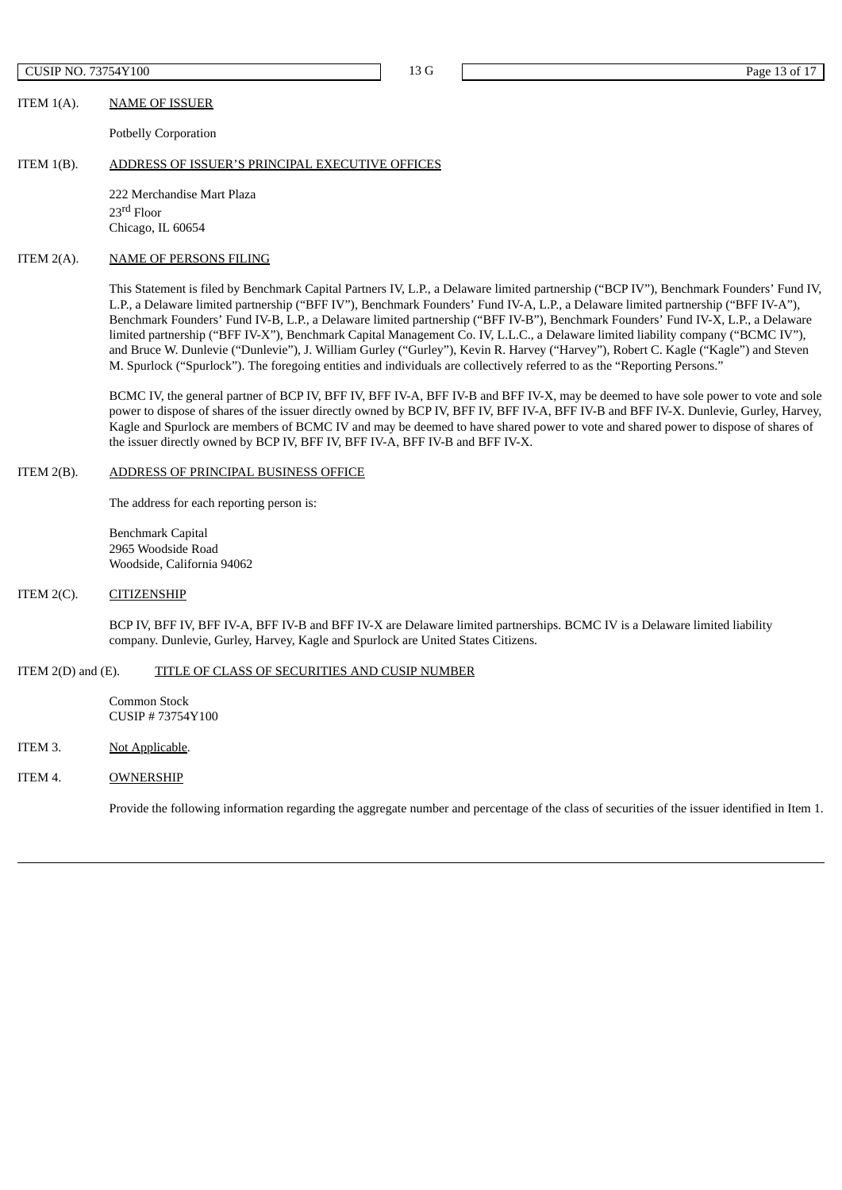ITEM 1(A). NAME OF ISSUER

Potbelly Corporation

ITEM 1(B). ADDRESS OF ISSUER'S PRINCIPAL EXECUTIVE OFFICES

222 Merchandise Mart Plaza
23rd Floor
Chicago, IL 60654

ITEM 2(A). NAME OF PERSONS FILING

This Statement is filed by Benchmark Capital Partners IV, L.P., a Delaware limited partnership ("BCP IV"), Benchmark Founders' Fund IV, L.P., a Delaware limited partnership ("BFF IV"), Benchmark Founders' Fund IV-A, L.P., a Delaware limited partnership ("BFF IV-A"), Benchmark Founders' Fund IV-B, L.P., a Delaware limited partnership ("BFF IV-B"), Benchmark Founders' Fund IV-X, L.P., a Delaware limited partnership ("BFF IV-X"), Benchmark Capital Management Co. IV, L.L.C., a Delaware limited liability company ("BCMC IV"), and Bruce W. Dunlevie ("Dunlevie"), J. William Gurley ("Gurley"), Kevin R. Harvey ("Harvey"), Robert C. Kagle ("Kagle") and Steven M. Spurlock ("Spurlock"). The foregoing entities and individuals are collectively referred to as the "Reporting Persons."

BCMC IV, the general partner of BCP IV, BFF IV, BFF IV-A, BFF IV-B and BFF IV-X, may be deemed to have sole power to vote and sole power to dispose of shares of the issuer directly owned by BCP IV, BFF IV, BFF IV-A, BFF IV-B and BFF IV-X. Dunlevie, Gurley, Harvey, Kagle and Spurlock are members of BCMC IV and may be deemed to have shared power to vote and shared power to dispose of shares of the issuer directly owned by BCP IV, BFF IV, BFF IV-A, BFF IV-B and BFF IV-X.

ITEM 2(B). ADDRESS OF PRINCIPAL BUSINESS OFFICE

The address for each reporting person is:

Benchmark Capital
2965 Woodside Road
Woodside, California 94062

ITEM 2(C). CITIZENSHIP

BCP IV, BFF IV, BFF IV-A, BFF IV-B and BFF IV-X are Delaware limited partnerships. BCMC IV is a Delaware limited liability company. Dunlevie, Gurley, Harvey, Kagle and Spurlock are United States Citizens.

ITEM 2(D) and (E). TITLE OF CLASS OF SECURITIES AND CUSIP NUMBER

Common Stock
CUSIP # 73754Y100

ITEM 3. Not Applicable.

ITEM 4. OWNERSHIP

Provide the following information regarding the aggregate number and percentage of the class of securities of the issuer identified in Item 1.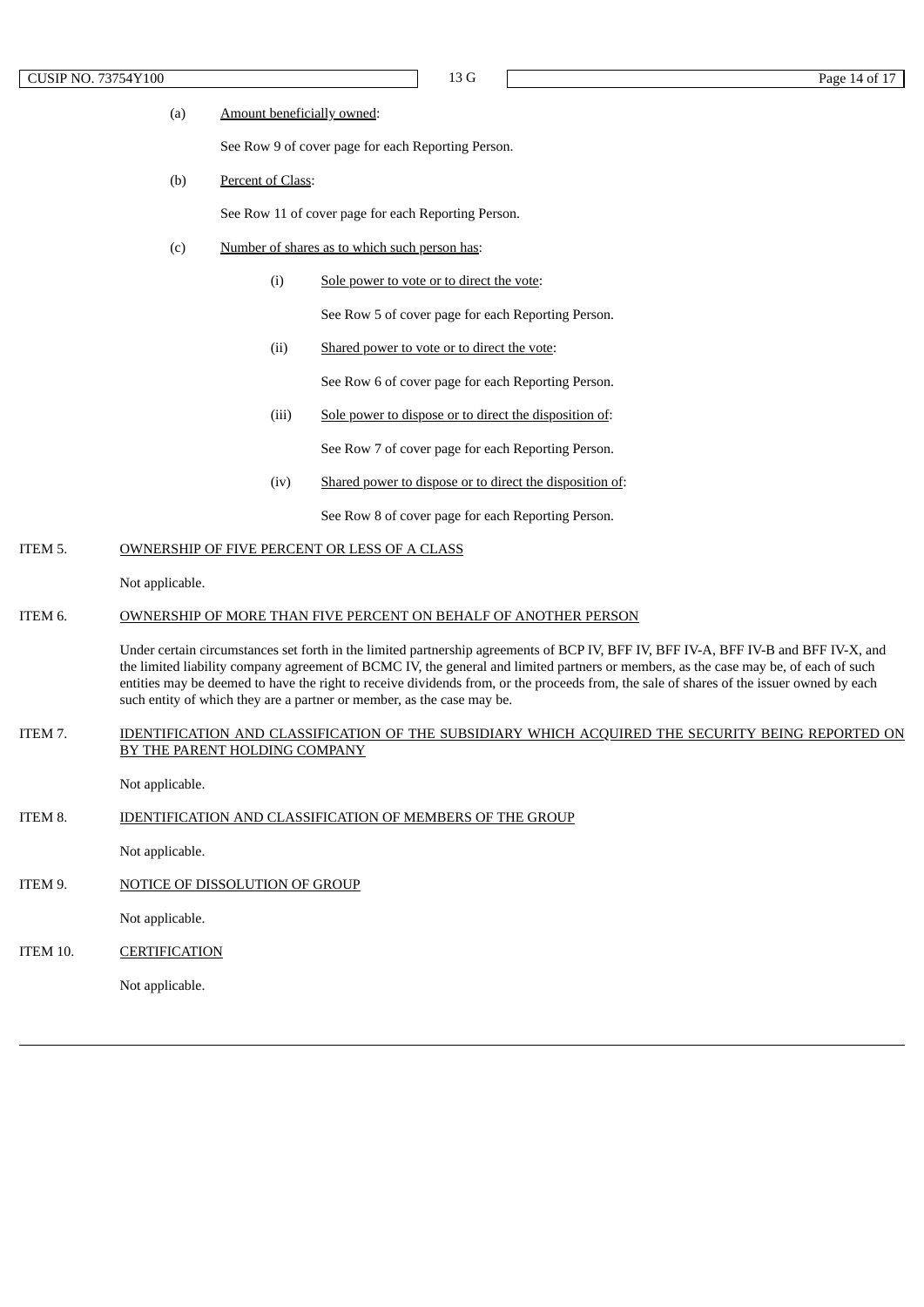(a) Amount beneficially owned:

See Row 9 of cover page for each Reporting Person.

(b) Percent of Class:

See Row 11 of cover page for each Reporting Person.

(c) Number of shares as to which such person has:

(i) Sole power to vote or to direct the vote:

See Row 5 of cover page for each Reporting Person.

(ii) Shared power to vote or to direct the vote:

See Row 6 of cover page for each Reporting Person.

(iii) Sole power to dispose or to direct the disposition of:

See Row 7 of cover page for each Reporting Person.

(iv) Shared power to dispose or to direct the disposition of:

See Row 8 of cover page for each Reporting Person.

ITEM 5. OWNERSHIP OF FIVE PERCENT OR LESS OF A CLASS

Not applicable.

ITEM 6. OWNERSHIP OF MORE THAN FIVE PERCENT ON BEHALF OF ANOTHER PERSON

Under certain circumstances set forth in the limited partnership agreements of BCP IV, BFF IV, BFF IV-A, BFF IV-B and BFF IV-X, and the limited liability company agreement of BCMC IV, the general and limited partners or members, as the case may be, of each of such entities may be deemed to have the right to receive dividends from, or the proceeds from, the sale of shares of the issuer owned by each such entity of which they are a partner or member, as the case may be.

ITEM 7. IDENTIFICATION AND CLASSIFICATION OF THE SUBSIDIARY WHICH ACQUIRED THE SECURITY BEING REPORTED ON BY THE PARENT HOLDING COMPANY

Not applicable.

ITEM 8. IDENTIFICATION AND CLASSIFICATION OF MEMBERS OF THE GROUP

Not applicable.

ITEM 9. NOTICE OF DISSOLUTION OF GROUP

Not applicable.

ITEM 10. CERTIFICATION

Not applicable.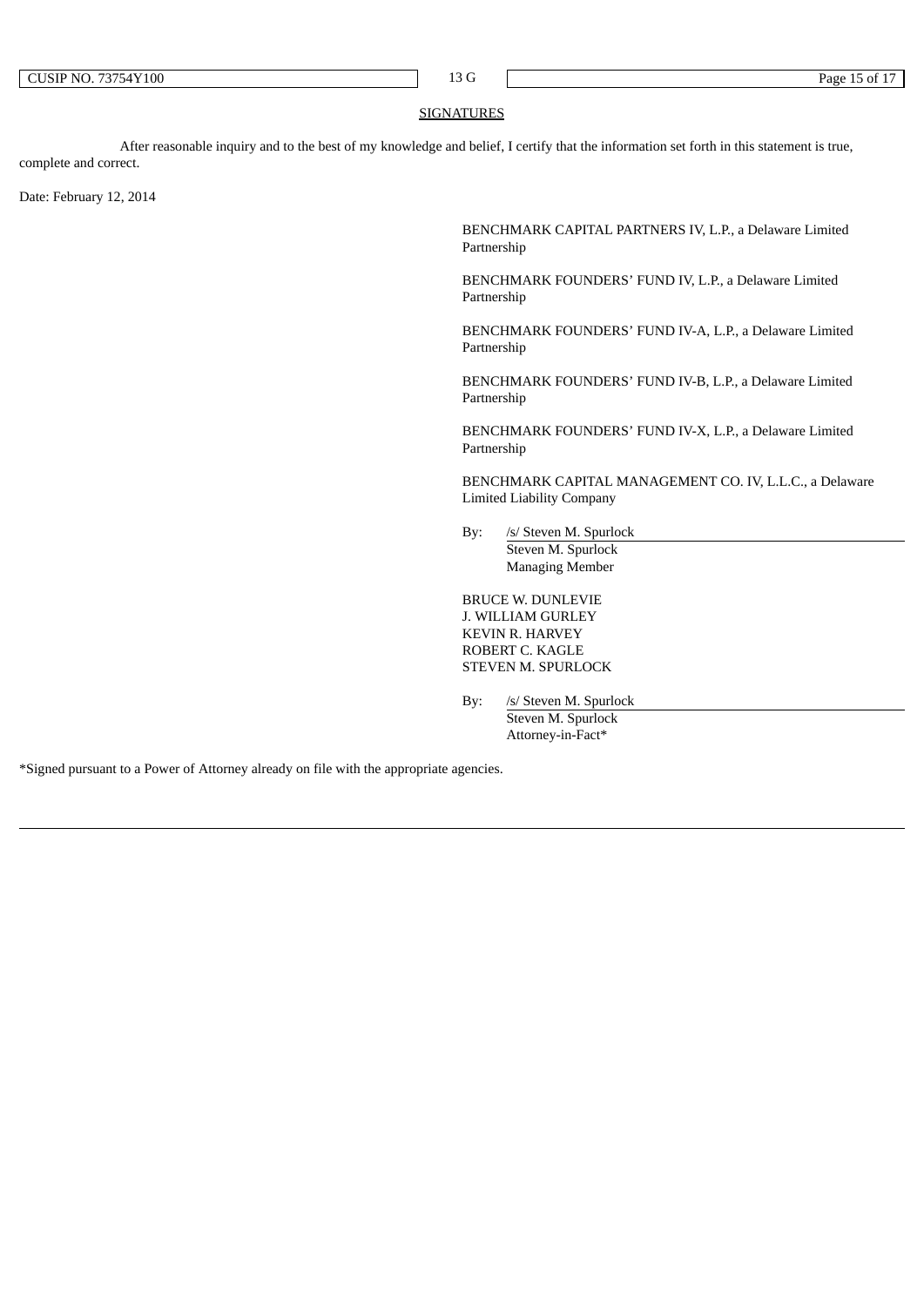## SIGNATURES

After reasonable inquiry and to the best of my knowledge and belief, I certify that the information set forth in this statement is true, complete and correct.

Date: February 12, 2014

BENCHMARK CAPITAL PARTNERS IV, L.P., a Delaware Limited Partnership

BENCHMARK FOUNDERS' FUND IV, L.P., a Delaware Limited Partnership

BENCHMARK FOUNDERS' FUND IV-A, L.P., a Delaware Limited Partnership

BENCHMARK FOUNDERS' FUND IV-B, L.P., a Delaware Limited Partnership

BENCHMARK FOUNDERS' FUND IV-X, L.P., a Delaware Limited Partnership

BENCHMARK CAPITAL MANAGEMENT CO. IV, L.L.C., a Delaware Limited Liability Company

By: /s/ Steven M. Spurlock
Steven M. Spurlock
Managing Member

BRUCE W. DUNLEVIE
J. WILLIAM GURLEY
KEVIN R. HARVEY
ROBERT C. KAGLE
STEVEN M. SPURLOCK

By: /s/ Steven M. Spurlock
Steven M. Spurlock
Attorney-in-Fact*

*Signed pursuant to a Power of Attorney already on file with the appropriate agencies.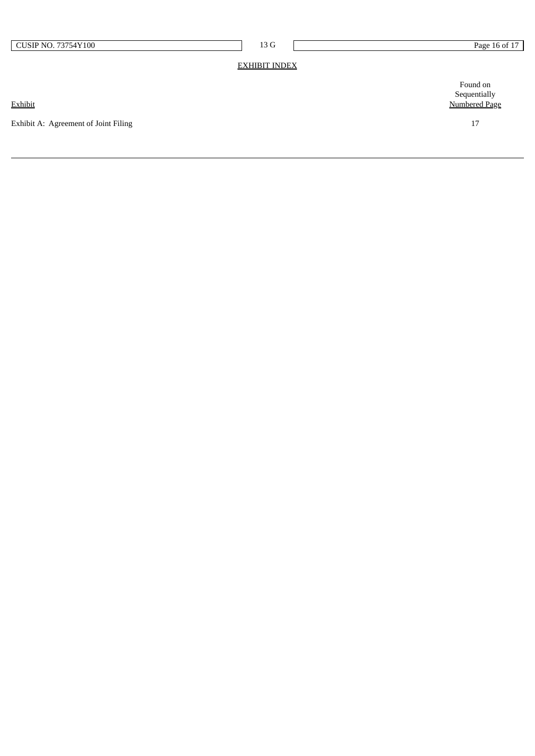## EXHIBIT INDEX

| Exhibit | Found on Sequentially Numbered Page |
|---|---|
| Exhibit A: Agreement of Joint Filing | 17 |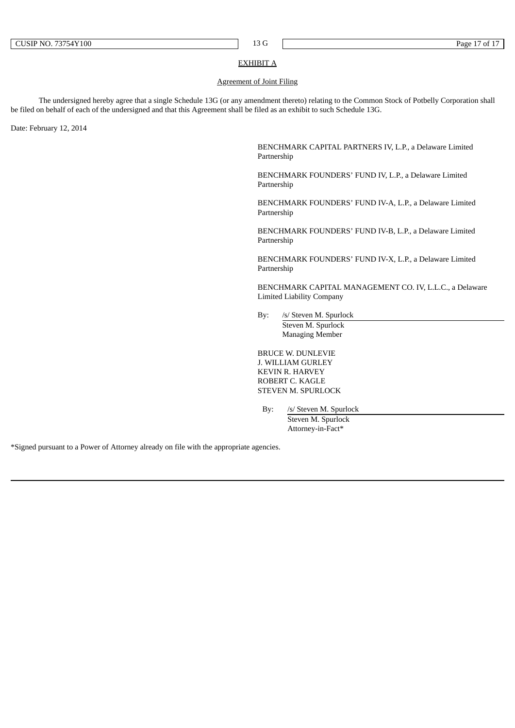EXHIBIT A

Agreement of Joint Filing

The undersigned hereby agree that a single Schedule 13G (or any amendment thereto) relating to the Common Stock of Potbelly Corporation shall be filed on behalf of each of the undersigned and that this Agreement shall be filed as an exhibit to such Schedule 13G.

Date: February 12, 2014

BENCHMARK CAPITAL PARTNERS IV, L.P., a Delaware Limited Partnership

BENCHMARK FOUNDERS' FUND IV, L.P., a Delaware Limited Partnership

BENCHMARK FOUNDERS' FUND IV-A, L.P., a Delaware Limited Partnership

BENCHMARK FOUNDERS' FUND IV-B, L.P., a Delaware Limited Partnership

BENCHMARK FOUNDERS' FUND IV-X, L.P., a Delaware Limited Partnership

BENCHMARK CAPITAL MANAGEMENT CO. IV, L.L.C., a Delaware Limited Liability Company

By: /s/ Steven M. Spurlock
Steven M. Spurlock
Managing Member

BRUCE W. DUNLEVIE
J. WILLIAM GURLEY
KEVIN R. HARVEY
ROBERT C. KAGLE
STEVEN M. SPURLOCK

By: /s/ Steven M. Spurlock
Steven M. Spurlock
Attorney-in-Fact*

*Signed pursuant to a Power of Attorney already on file with the appropriate agencies.